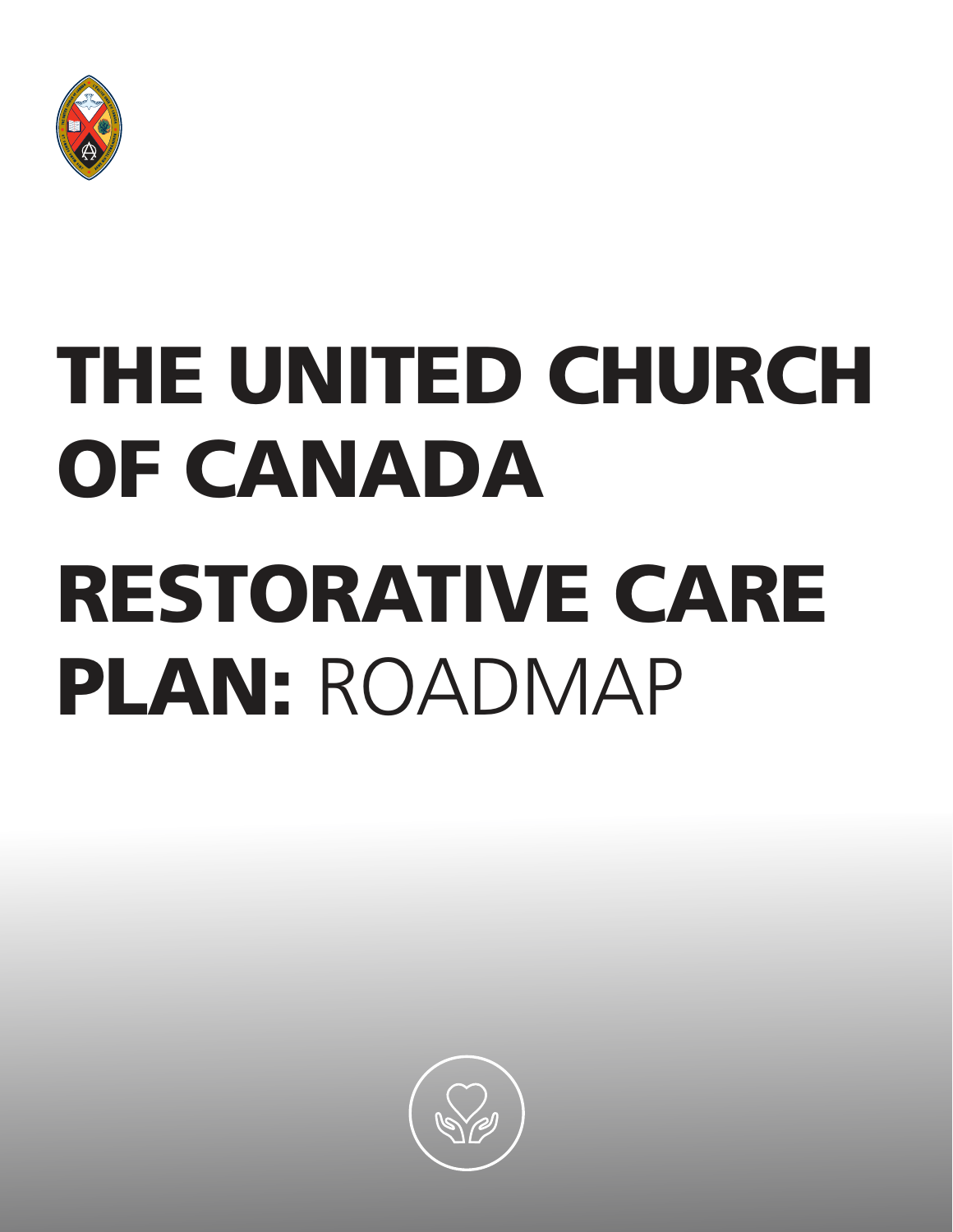# THE UNITED CHURCH OF CANADA

# RESTORATIVE CARE PLAN: ROADMAP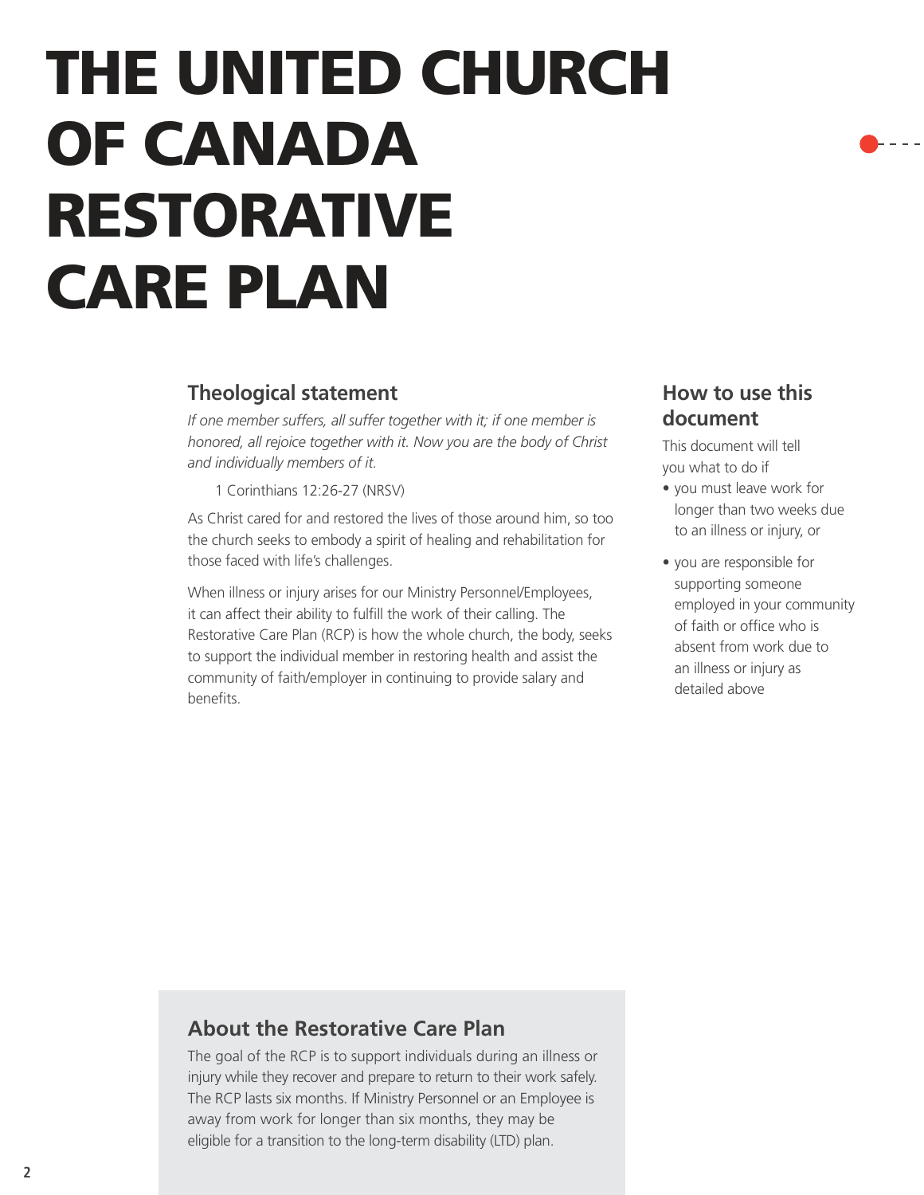# THE UNITED CHURCH OF CANADA RESTORATIVE CARE PLAN

## Theological statement

*If one member suffers, all suffer together with it; if one member is honored, all rejoice together with it. Now you are the body of Christ and individually members of it.*

1 Corinthians 12:26-27 (NRSV)

As Christ cared for and restored the lives of those around him, so too the church seeks to embody a spirit of healing and rehabilitation for those faced with life's challenges.

When illness or injury arises for our Ministry Personnel/Employees, it can affect their ability to fulfill the work of their calling. The Restorative Care Plan (RCP) is how the whole church, the body, seeks to support the individual member in restoring health and assist the community of faith/employer in continuing to provide salary and benefits.

## How to use this document

This document will tell you what to do if

- you must leave work for longer than two weeks due to an illness or injury, or
- you are responsible for supporting someone employed in your community of faith or office who is absent from work due to an illness or injury as detailed above

## About the Restorative Care Plan

The goal of the RCP is to support individuals during an illness or injury while they recover and prepare to return to their work safely. The RCP lasts six months. If Ministry Personnel or an Employee is away from work for longer than six months, they may be eligible for a transition to the long-term disability (LTD) plan.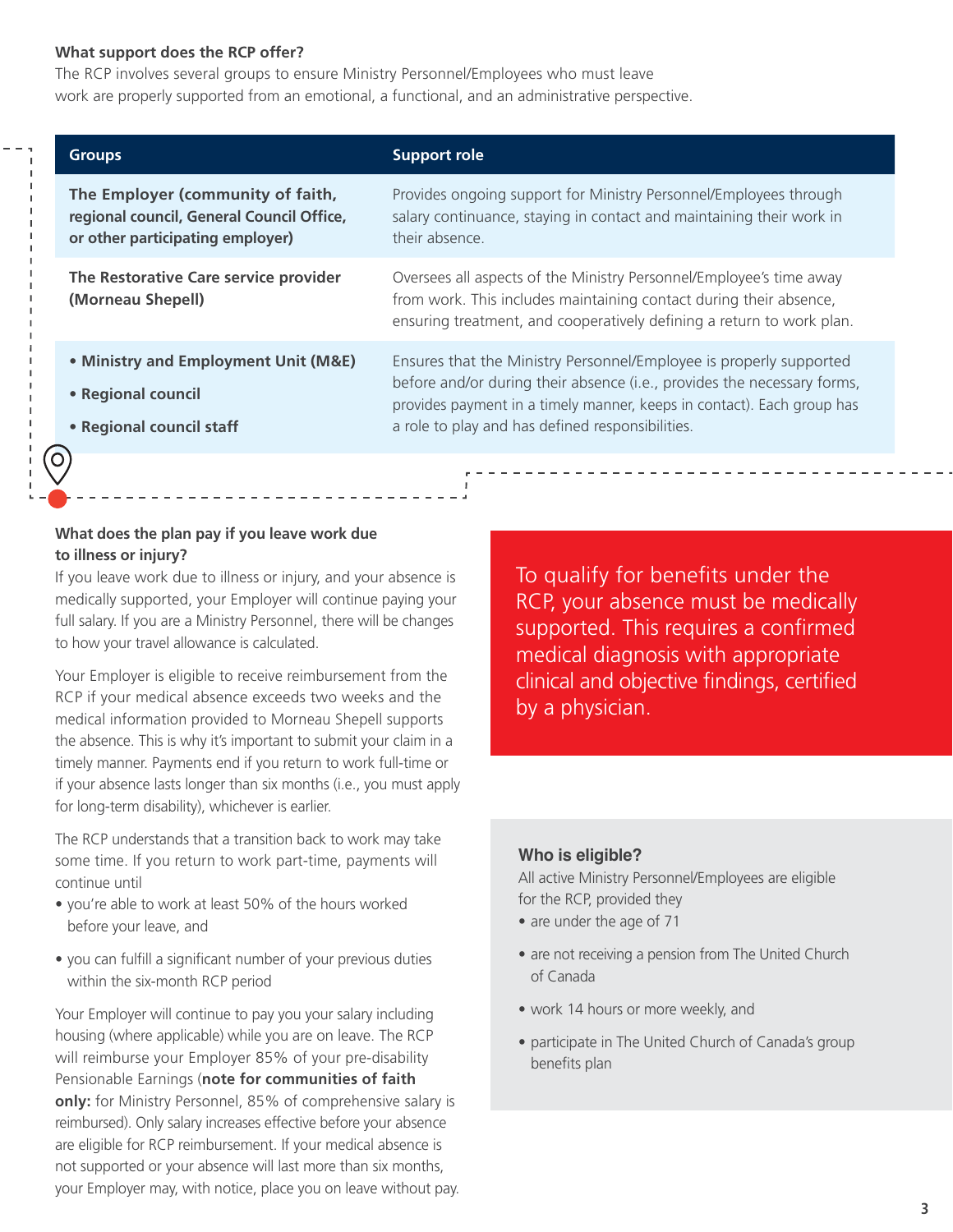### What support does the RCP offer?

The RCP involves several groups to ensure Ministry Personnel/Employees who must leave work are properly supported from an emotional, a functional, and an administrative perspective.

| Groups | Support role |
|---|---|
| **The Employer (community of faith, regional council, General Council Office, or other participating employer)** | Provides ongoing support for Ministry Personnel/Employees through salary continuance, staying in contact and maintaining their work in their absence. |
| **The Restorative Care service provider (Morneau Shepell)** | Oversees all aspects of the Ministry Personnel/Employee's time away from work. This includes maintaining contact during their absence, ensuring treatment, and cooperatively defining a return to work plan. |
| • **Ministry and Employment Unit (M&E)** <br> • **Regional council** <br> • **Regional council staff** | Ensures that the Ministry Personnel/Employee is properly supported before and/or during their absence (i.e., provides the necessary forms, provides payment in a timely manner, keeps in contact). Each group has a role to play and has defined responsibilities. |

### What does the plan pay if you leave work due to illness or injury?

If you leave work due to illness or injury, and your absence is medically supported, your Employer will continue paying your full salary. If you are a Ministry Personnel, there will be changes to how your travel allowance is calculated.

Your Employer is eligible to receive reimbursement from the RCP if your medical absence exceeds two weeks and the medical information provided to Morneau Shepell supports the absence. This is why it's important to submit your claim in a timely manner. Payments end if you return to work full-time or if your absence lasts longer than six months (i.e., you must apply for long-term disability), whichever is earlier.

The RCP understands that a transition back to work may take some time. If you return to work part-time, payments will continue until

- you're able to work at least 50% of the hours worked before your leave, and
- you can fulfill a significant number of your previous duties within the six-month RCP period

Your Employer will continue to pay you your salary including housing (where applicable) while you are on leave. The RCP will reimburse your Employer 85% of your pre-disability Pensionable Earnings (**note for communities of faith only:** for Ministry Personnel, 85% of comprehensive salary is reimbursed). Only salary increases effective before your absence are eligible for RCP reimbursement. If your medical absence is not supported or your absence will last more than six months, your Employer may, with notice, place you on leave without pay.

To qualify for benefits under the RCP, your absence must be medically supported. This requires a confirmed medical diagnosis with appropriate clinical and objective findings, certified by a physician.

### Who is eligible?

All active Ministry Personnel/Employees are eligible for the RCP, provided they

- are under the age of 71
- are not receiving a pension from The United Church of Canada
- work 14 hours or more weekly, and
- participate in The United Church of Canada's group benefits plan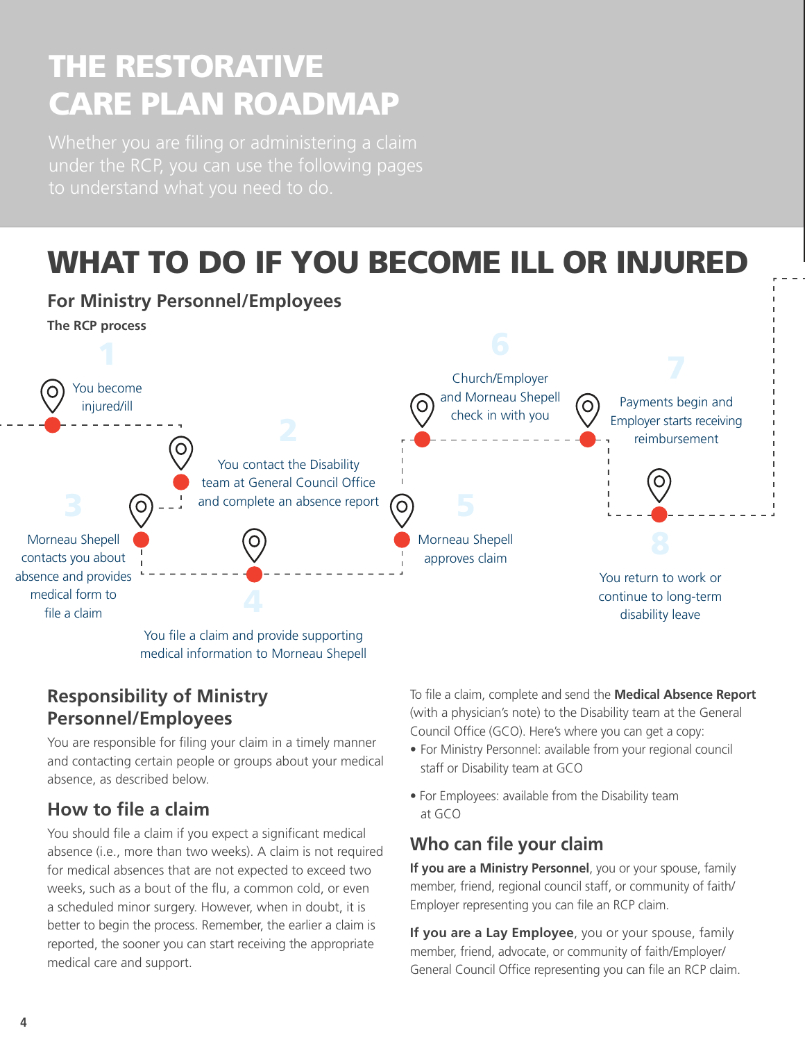# THE RESTORATIVE CARE PLAN ROADMAP

Whether you are filing or administering a claim under the RCP, you can use the following pages to understand what you need to do.

# WHAT TO DO IF YOU BECOME ILL OR INJURED

## For Ministry Personnel/Employees

**The RCP process**

1. You become injured/ill
2. You contact the Disability team at General Council Office and complete an absence report
3. Morneau Shepell contacts you about absence and provides medical form to file a claim
4. You file a claim and provide supporting medical information to Morneau Shepell
5. Morneau Shepell approves claim
6. Church/Employer and Morneau Shepell check in with you
7. Payments begin and Employer starts receiving reimbursement
8. You return to work or continue to long-term disability leave

## Responsibility of Ministry Personnel/Employees

You are responsible for filing your claim in a timely manner and contacting certain people or groups about your medical absence, as described below.

### How to file a claim

You should file a claim if you expect a significant medical absence (i.e., more than two weeks). A claim is not required for medical absences that are not expected to exceed two weeks, such as a bout of the flu, a common cold, or even a scheduled minor surgery. However, when in doubt, it is better to begin the process. Remember, the earlier a claim is reported, the sooner you can start receiving the appropriate medical care and support.

To file a claim, complete and send the **Medical Absence Report** (with a physician's note) to the Disability team at the General Council Office (GCO). Here's where you can get a copy:

- For Ministry Personnel: available from your regional council staff or Disability team at GCO
- For Employees: available from the Disability team at GCO

### Who can file your claim

**If you are a Ministry Personnel**, you or your spouse, family member, friend, regional council staff, or community of faith/ Employer representing you can file an RCP claim.

**If you are a Lay Employee**, you or your spouse, family member, friend, advocate, or community of faith/Employer/ General Council Office representing you can file an RCP claim.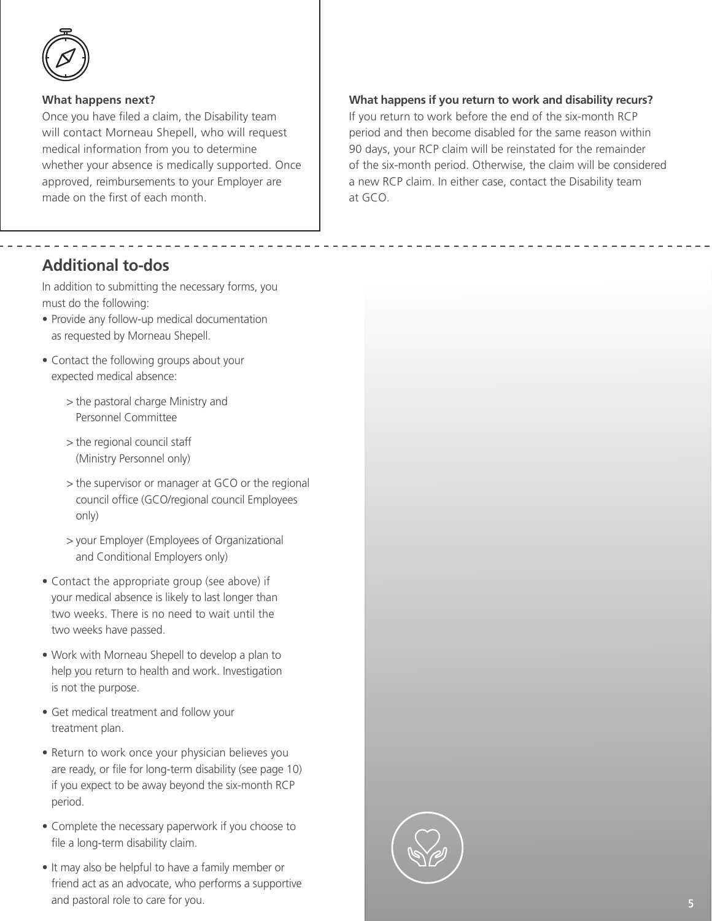**What happens next?**

Once you have filed a claim, the Disability team will contact Morneau Shepell, who will request medical information from you to determine whether your absence is medically supported. Once approved, reimbursements to your Employer are made on the first of each month.

**What happens if you return to work and disability recurs?**

If you return to work before the end of the six-month RCP period and then become disabled for the same reason within 90 days, your RCP claim will be reinstated for the remainder of the six-month period. Otherwise, the claim will be considered a new RCP claim. In either case, contact the Disability team at GCO.

## Additional to-dos

In addition to submitting the necessary forms, you must do the following:

- Provide any follow-up medical documentation as requested by Morneau Shepell.
- Contact the following groups about your expected medical absence:
  - > the pastoral charge Ministry and Personnel Committee
  - > the regional council staff (Ministry Personnel only)
  - > the supervisor or manager at GCO or the regional council office (GCO/regional council Employees only)
  - > your Employer (Employees of Organizational and Conditional Employers only)
- Contact the appropriate group (see above) if your medical absence is likely to last longer than two weeks. There is no need to wait until the two weeks have passed.
- Work with Morneau Shepell to develop a plan to help you return to health and work. Investigation is not the purpose.
- Get medical treatment and follow your treatment plan.
- Return to work once your physician believes you are ready, or file for long-term disability (see page 10) if you expect to be away beyond the six-month RCP period.
- Complete the necessary paperwork if you choose to file a long-term disability claim.
- It may also be helpful to have a family member or friend act as an advocate, who performs a supportive and pastoral role to care for you.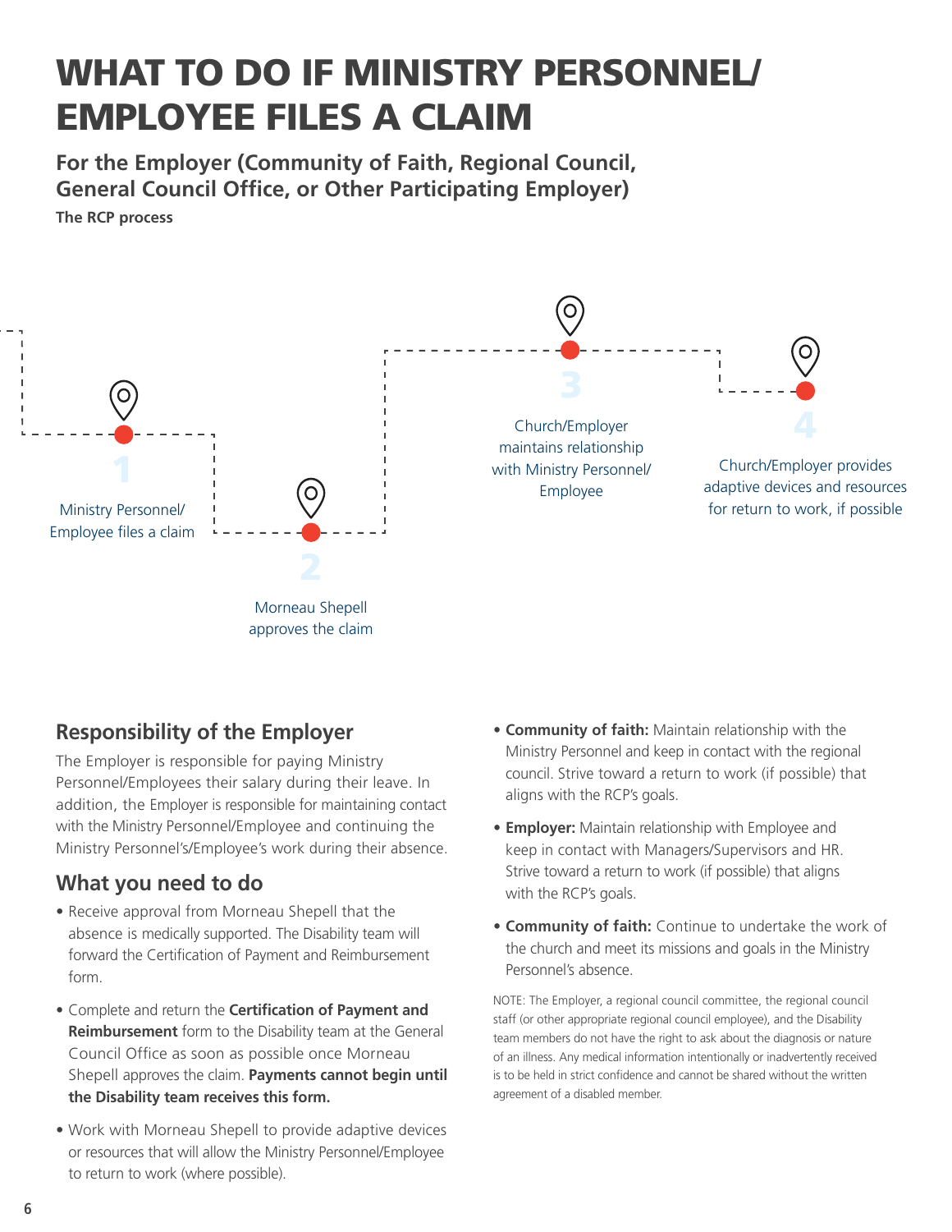# WHAT TO DO IF MINISTRY PERSONNEL/ EMPLOYEE FILES A CLAIM

## For the Employer (Community of Faith, Regional Council, General Council Office, or Other Participating Employer)

**The RCP process**

1. Ministry Personnel/ Employee files a claim
2. Morneau Shepell approves the claim
3. Church/Employer maintains relationship with Ministry Personnel/ Employee
4. Church/Employer provides adaptive devices and resources for return to work, if possible

### Responsibility of the Employer

The Employer is responsible for paying Ministry Personnel/Employees their salary during their leave. In addition, the Employer is responsible for maintaining contact with the Ministry Personnel/Employee and continuing the Ministry Personnel's/Employee's work during their absence.

### What you need to do

- Receive approval from Morneau Shepell that the absence is medically supported. The Disability team will forward the Certification of Payment and Reimbursement form.
- Complete and return the **Certification of Payment and Reimbursement** form to the Disability team at the General Council Office as soon as possible once Morneau Shepell approves the claim. **Payments cannot begin until the Disability team receives this form.**
- Work with Morneau Shepell to provide adaptive devices or resources that will allow the Ministry Personnel/Employee to return to work (where possible).
- **Community of faith:** Maintain relationship with the Ministry Personnel and keep in contact with the regional council. Strive toward a return to work (if possible) that aligns with the RCP's goals.
- **Employer:** Maintain relationship with Employee and keep in contact with Managers/Supervisors and HR. Strive toward a return to work (if possible) that aligns with the RCP's goals.
- **Community of faith:** Continue to undertake the work of the church and meet its missions and goals in the Ministry Personnel's absence.

NOTE: The Employer, a regional council committee, the regional council staff (or other appropriate regional council employee), and the Disability team members do not have the right to ask about the diagnosis or nature of an illness. Any medical information intentionally or inadvertently received is to be held in strict confidence and cannot be shared without the written agreement of a disabled member.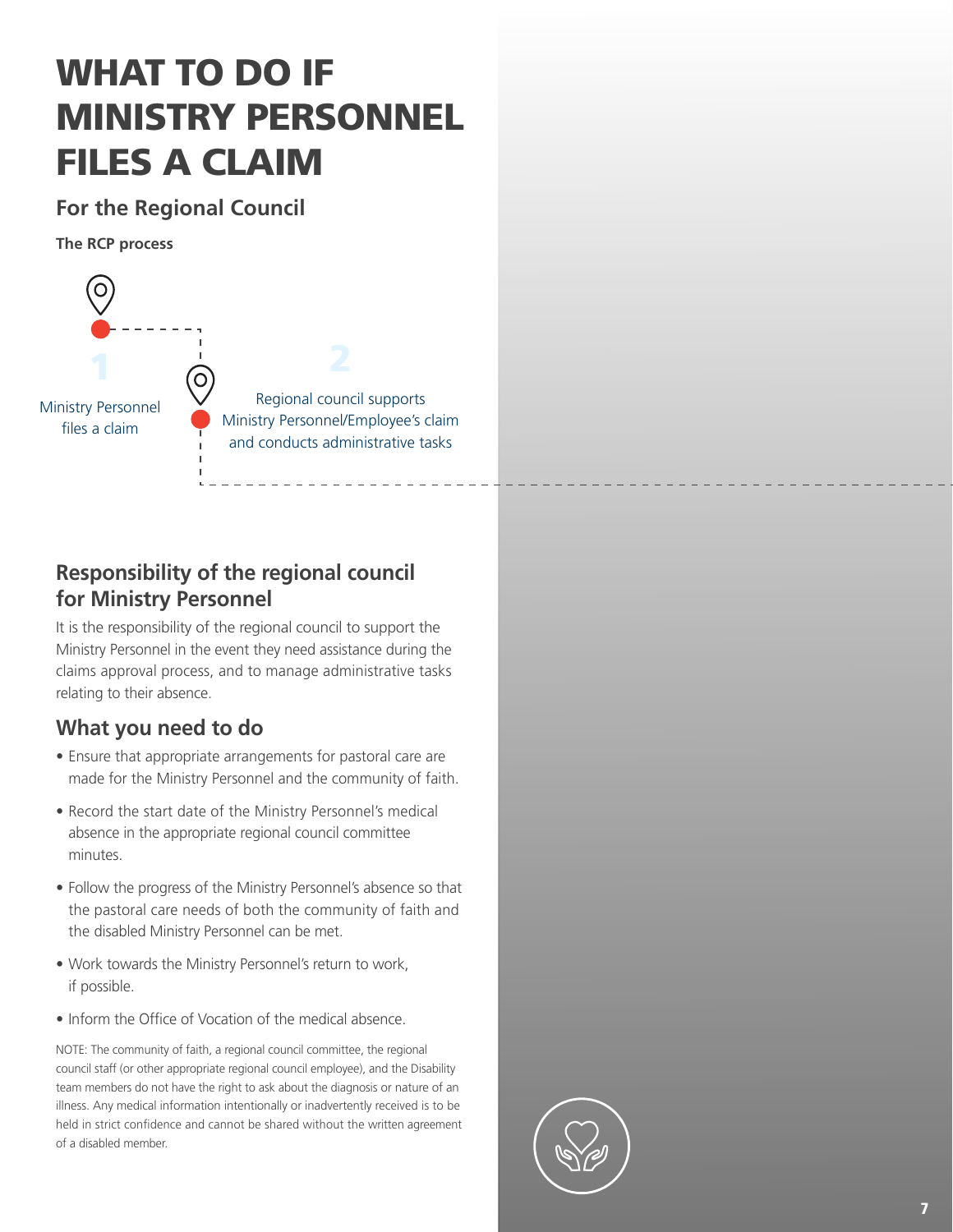# WHAT TO DO IF MINISTRY PERSONNEL FILES A CLAIM

## For the Regional Council

**The RCP process**

1. Ministry Personnel files a claim

2. Regional council supports Ministry Personnel/Employee's claim and conducts administrative tasks

## Responsibility of the regional council for Ministry Personnel

It is the responsibility of the regional council to support the Ministry Personnel in the event they need assistance during the claims approval process, and to manage administrative tasks relating to their absence.

## What you need to do

- Ensure that appropriate arrangements for pastoral care are made for the Ministry Personnel and the community of faith.
- Record the start date of the Ministry Personnel's medical absence in the appropriate regional council committee minutes.
- Follow the progress of the Ministry Personnel's absence so that the pastoral care needs of both the community of faith and the disabled Ministry Personnel can be met.
- Work towards the Ministry Personnel's return to work, if possible.
- Inform the Office of Vocation of the medical absence.

NOTE: The community of faith, a regional council committee, the regional council staff (or other appropriate regional council employee), and the Disability team members do not have the right to ask about the diagnosis or nature of an illness. Any medical information intentionally or inadvertently received is to be held in strict confidence and cannot be shared without the written agreement of a disabled member.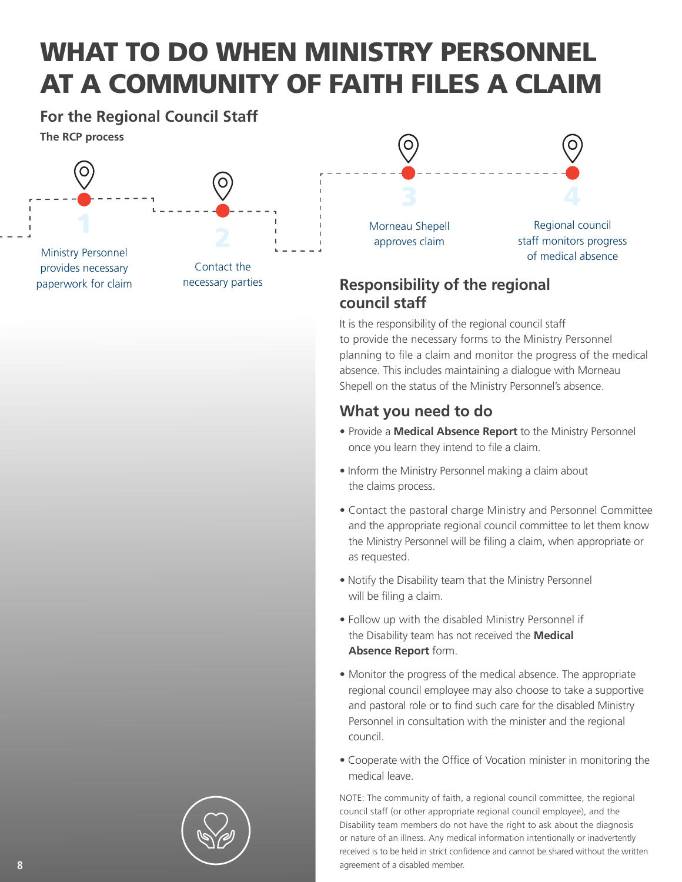# WHAT TO DO WHEN MINISTRY PERSONNEL AT A COMMUNITY OF FAITH FILES A CLAIM

## For the Regional Council Staff

**The RCP process**

1. Ministry Personnel provides necessary paperwork for claim
2. Contact the necessary parties
3. Morneau Shepell approves claim
4. Regional council staff monitors progress of medical absence

## Responsibility of the regional council staff

It is the responsibility of the regional council staff to provide the necessary forms to the Ministry Personnel planning to file a claim and monitor the progress of the medical absence. This includes maintaining a dialogue with Morneau Shepell on the status of the Ministry Personnel's absence.

## What you need to do

- Provide a **Medical Absence Report** to the Ministry Personnel once you learn they intend to file a claim.
- Inform the Ministry Personnel making a claim about the claims process.
- Contact the pastoral charge Ministry and Personnel Committee and the appropriate regional council committee to let them know the Ministry Personnel will be filing a claim, when appropriate or as requested.
- Notify the Disability team that the Ministry Personnel will be filing a claim.
- Follow up with the disabled Ministry Personnel if the Disability team has not received the **Medical Absence Report** form.
- Monitor the progress of the medical absence. The appropriate regional council employee may also choose to take a supportive and pastoral role or to find such care for the disabled Ministry Personnel in consultation with the minister and the regional council.
- Cooperate with the Office of Vocation minister in monitoring the medical leave.

NOTE: The community of faith, a regional council committee, the regional council staff (or other appropriate regional council employee), and the Disability team members do not have the right to ask about the diagnosis or nature of an illness. Any medical information intentionally or inadvertently received is to be held in strict confidence and cannot be shared without the written agreement of a disabled member.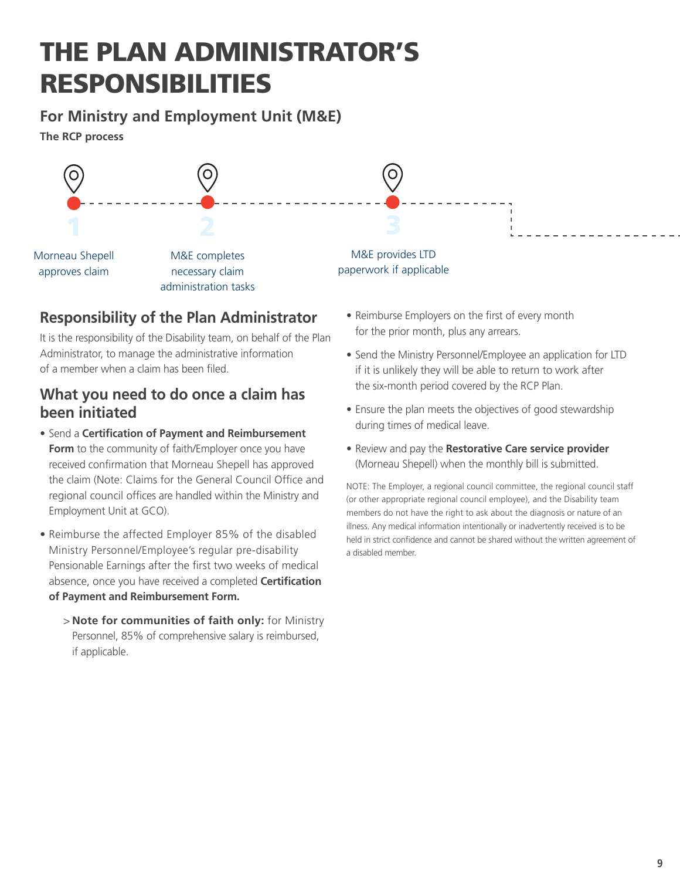# THE PLAN ADMINISTRATOR'S RESPONSIBILITIES

## For Ministry and Employment Unit (M&E)

**The RCP process**

1. Morneau Shepell approves claim
2. M&E completes necessary claim administration tasks
3. M&E provides LTD paperwork if applicable

## Responsibility of the Plan Administrator

It is the responsibility of the Disability team, on behalf of the Plan Administrator, to manage the administrative information of a member when a claim has been filed.

## What you need to do once a claim has been initiated

- Send a **Certification of Payment and Reimbursement Form** to the community of faith/Employer once you have received confirmation that Morneau Shepell has approved the claim (Note: Claims for the General Council Office and regional council offices are handled within the Ministry and Employment Unit at GCO).
- Reimburse the affected Employer 85% of the disabled Ministry Personnel/Employee's regular pre-disability Pensionable Earnings after the first two weeks of medical absence, once you have received a completed **Certification of Payment and Reimbursement Form.**
  - > **Note for communities of faith only:** for Ministry Personnel, 85% of comprehensive salary is reimbursed, if applicable.
- Reimburse Employers on the first of every month for the prior month, plus any arrears.
- Send the Ministry Personnel/Employee an application for LTD if it is unlikely they will be able to return to work after the six-month period covered by the RCP Plan.
- Ensure the plan meets the objectives of good stewardship during times of medical leave.
- Review and pay the **Restorative Care service provider** (Morneau Shepell) when the monthly bill is submitted.

NOTE: The Employer, a regional council committee, the regional council staff (or other appropriate regional council employee), and the Disability team members do not have the right to ask about the diagnosis or nature of an illness. Any medical information intentionally or inadvertently received is to be held in strict confidence and cannot be shared without the written agreement of a disabled member.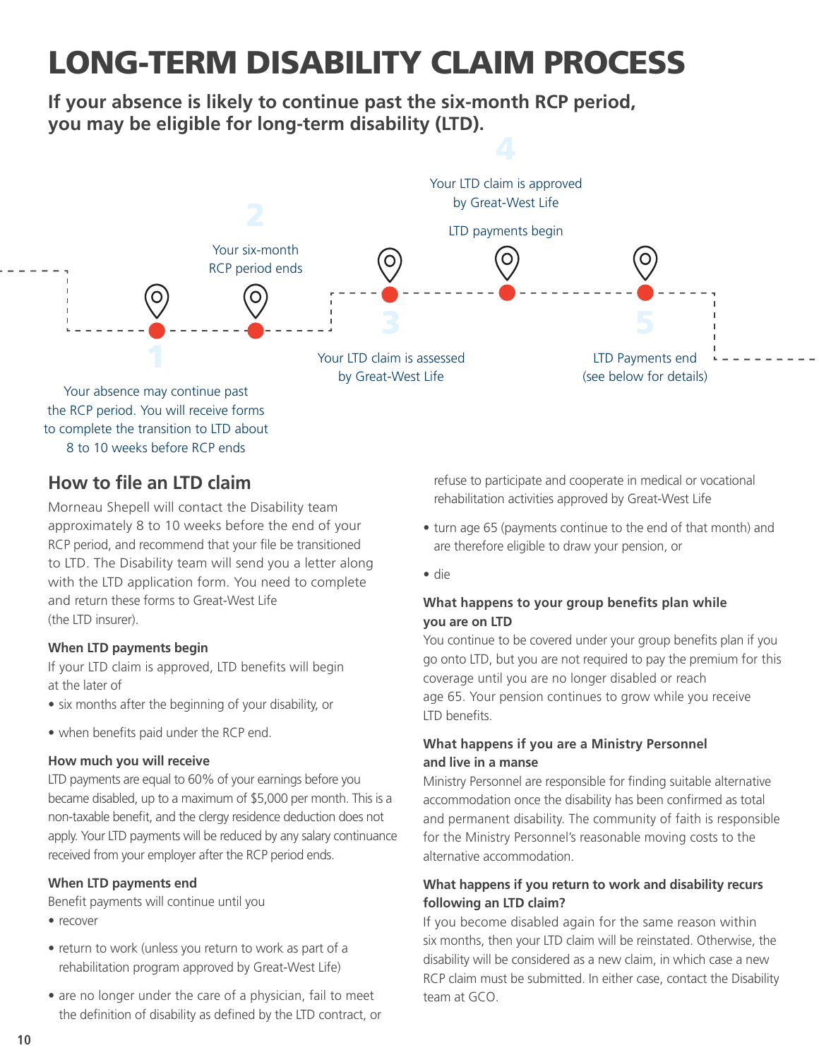# LONG-TERM DISABILITY CLAIM PROCESS

**If your absence is likely to continue past the six-month RCP period, you may be eligible for long-term disability (LTD).**

1. Your absence may continue past the RCP period. You will receive forms to complete the transition to LTD about 8 to 10 weeks before RCP ends
2. Your six-month RCP period ends
3. Your LTD claim is assessed by Great-West Life
4. Your LTD claim is approved by Great-West Life

   LTD payments begin
5. LTD Payments end (see below for details)

## How to file an LTD claim

Morneau Shepell will contact the Disability team approximately 8 to 10 weeks before the end of your RCP period, and recommend that your file be transitioned to LTD. The Disability team will send you a letter along with the LTD application form. You need to complete and return these forms to Great-West Life (the LTD insurer).

### When LTD payments begin

If your LTD claim is approved, LTD benefits will begin at the later of

- six months after the beginning of your disability, or
- when benefits paid under the RCP end.

### How much you will receive

LTD payments are equal to 60% of your earnings before you became disabled, up to a maximum of $5,000 per month. This is a non-taxable benefit, and the clergy residence deduction does not apply. Your LTD payments will be reduced by any salary continuance received from your employer after the RCP period ends.

### When LTD payments end

Benefit payments will continue until you

- recover
- return to work (unless you return to work as part of a rehabilitation program approved by Great-West Life)
- are no longer under the care of a physician, fail to meet the definition of disability as defined by the LTD contract, or refuse to participate and cooperate in medical or vocational rehabilitation activities approved by Great-West Life
- turn age 65 (payments continue to the end of that month) and are therefore eligible to draw your pension, or
- die

### What happens to your group benefits plan while you are on LTD

You continue to be covered under your group benefits plan if you go onto LTD, but you are not required to pay the premium for this coverage until you are no longer disabled or reach age 65. Your pension continues to grow while you receive LTD benefits.

### What happens if you are a Ministry Personnel and live in a manse

Ministry Personnel are responsible for finding suitable alternative accommodation once the disability has been confirmed as total and permanent disability. The community of faith is responsible for the Ministry Personnel's reasonable moving costs to the alternative accommodation.

### What happens if you return to work and disability recurs following an LTD claim?

If you become disabled again for the same reason within six months, then your LTD claim will be reinstated. Otherwise, the disability will be considered as a new claim, in which case a new RCP claim must be submitted. In either case, contact the Disability team at GCO.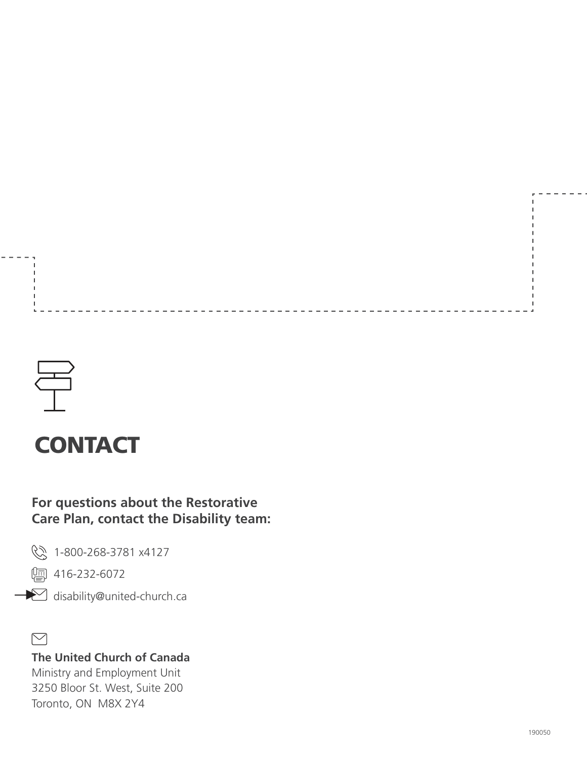# CONTACT

**For questions about the Restorative Care Plan, contact the Disability team:**

1-800-268-3781 x4127

416-232-6072

disability@united-church.ca

**The United Church of Canada**
Ministry and Employment Unit
3250 Bloor St. West, Suite 200
Toronto, ON M8X 2Y4

190050